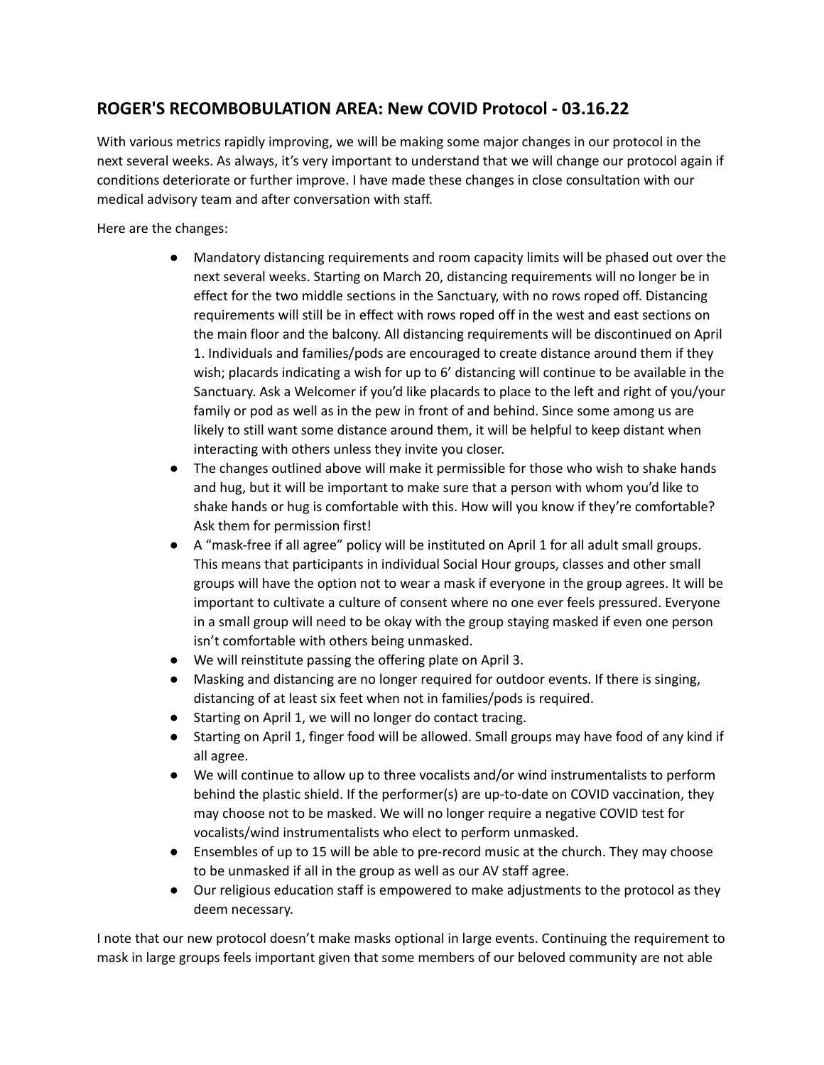## ROGER'S RECOMBOBULATION AREA: New COVID Protocol - 03.16.22

With various metrics rapidly improving, we will be making some major changes in our protocol in the next several weeks. As always, it's very important to understand that we will change our protocol again if conditions deteriorate or further improve. I have made these changes in close consultation with our medical advisory team and after conversation with staff.

Here are the changes:

- Mandatory distancing requirements and room capacity limits will be phased out over the next several weeks. Starting on March 20, distancing requirements will no longer be in effect for the two middle sections in the Sanctuary, with no rows roped off. Distancing requirements will still be in effect with rows roped off in the west and east sections on the main floor and the balcony. All distancing requirements will be discontinued on April 1. Individuals and families/pods are encouraged to create distance around them if they wish; placards indicating a wish for up to 6' distancing will continue to be available in the Sanctuary. Ask a Welcomer if you'd like placards to place to the left and right of you/your family or pod as well as in the pew in front of and behind. Since some among us are likely to still want some distance around them, it will be helpful to keep distant when interacting with others unless they invite you closer.
- The changes outlined above will make it permissible for those who wish to shake hands and hug, but it will be important to make sure that a person with whom you'd like to shake hands or hug is comfortable with this. How will you know if they're comfortable? Ask them for permission first!
- A "mask-free if all agree" policy will be instituted on April 1 for all adult small groups. This means that participants in individual Social Hour groups, classes and other small groups will have the option not to wear a mask if everyone in the group agrees. It will be important to cultivate a culture of consent where no one ever feels pressured. Everyone in a small group will need to be okay with the group staying masked if even one person isn't comfortable with others being unmasked.
- We will reinstitute passing the offering plate on April 3.
- Masking and distancing are no longer required for outdoor events. If there is singing, distancing of at least six feet when not in families/pods is required.
- Starting on April 1, we will no longer do contact tracing.
- Starting on April 1, finger food will be allowed. Small groups may have food of any kind if all agree.
- We will continue to allow up to three vocalists and/or wind instrumentalists to perform behind the plastic shield. If the performer(s) are up-to-date on COVID vaccination, they may choose not to be masked. We will no longer require a negative COVID test for vocalists/wind instrumentalists who elect to perform unmasked.
- Ensembles of up to 15 will be able to pre-record music at the church. They may choose to be unmasked if all in the group as well as our AV staff agree.
- Our religious education staff is empowered to make adjustments to the protocol as they deem necessary.

I note that our new protocol doesn't make masks optional in large events. Continuing the requirement to mask in large groups feels important given that some members of our beloved community are not able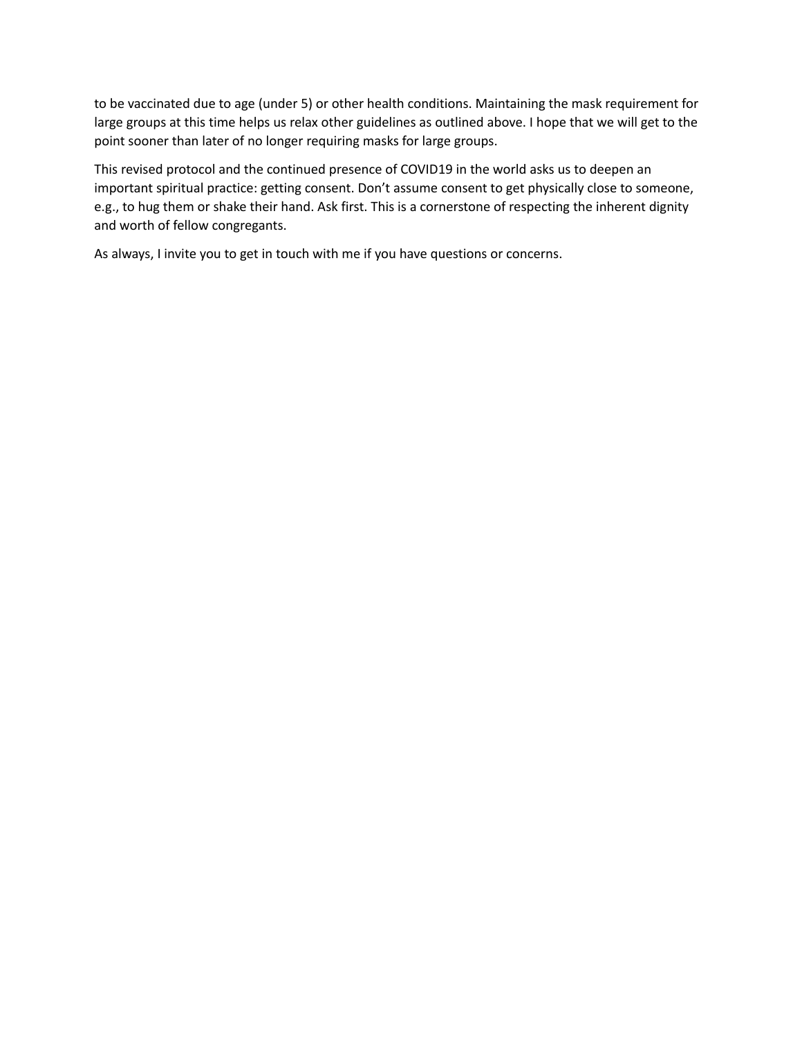to be vaccinated due to age (under 5) or other health conditions. Maintaining the mask requirement for large groups at this time helps us relax other guidelines as outlined above. I hope that we will get to the point sooner than later of no longer requiring masks for large groups.

This revised protocol and the continued presence of COVID19 in the world asks us to deepen an important spiritual practice: getting consent. Don't assume consent to get physically close to someone, e.g., to hug them or shake their hand. Ask first. This is a cornerstone of respecting the inherent dignity and worth of fellow congregants.

As always, I invite you to get in touch with me if you have questions or concerns.